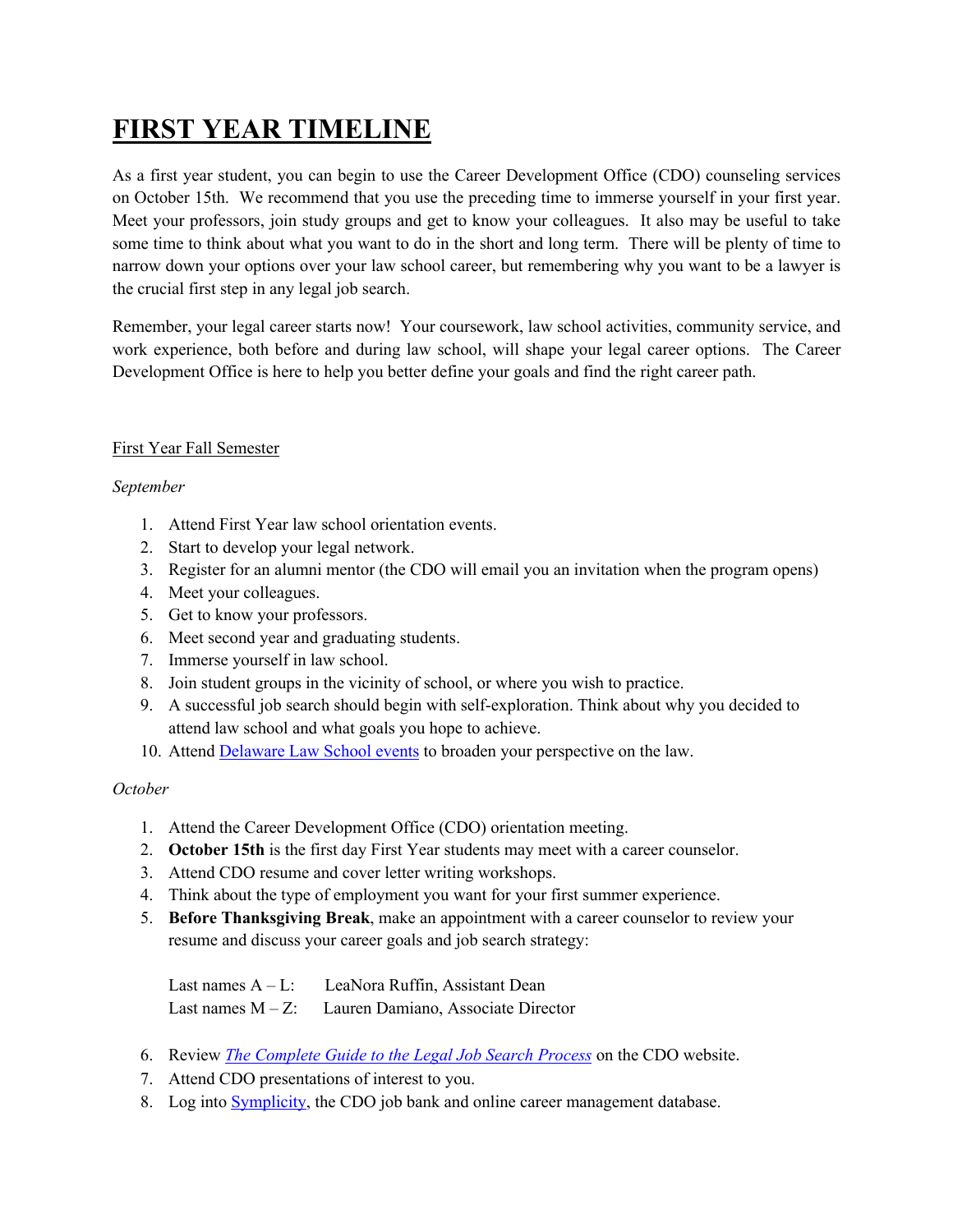# FIRST YEAR TIMELINE

As a first year student, you can begin to use the Career Development Office (CDO) counseling services on October 15th. We recommend that you use the preceding time to immerse yourself in your first year. Meet your professors, join study groups and get to know your colleagues. It also may be useful to take some time to think about what you want to do in the short and long term. There will be plenty of time to narrow down your options over your law school career, but remembering why you want to be a lawyer is the crucial first step in any legal job search.

Remember, your legal career starts now! Your coursework, law school activities, community service, and work experience, both before and during law school, will shape your legal career options. The Career Development Office is here to help you better define your goals and find the right career path.

First Year Fall Semester

*September*

1. Attend First Year law school orientation events.
2. Start to develop your legal network.
3. Register for an alumni mentor (the CDO will email you an invitation when the program opens)
4. Meet your colleagues.
5. Get to know your professors.
6. Meet second year and graduating students.
7. Immerse yourself in law school.
8. Join student groups in the vicinity of school, or where you wish to practice.
9. A successful job search should begin with self-exploration. Think about why you decided to attend law school and what goals you hope to achieve.
10. Attend Delaware Law School events to broaden your perspective on the law.

*October*

1. Attend the Career Development Office (CDO) orientation meeting.
2. **October 15th** is the first day First Year students may meet with a career counselor.
3. Attend CDO resume and cover letter writing workshops.
4. Think about the type of employment you want for your first summer experience.
5. **Before Thanksgiving Break**, make an appointment with a career counselor to review your resume and discuss your career goals and job search strategy:

   Last names A – L: LeaNora Ruffin, Assistant Dean
   Last names M – Z: Lauren Damiano, Associate Director

6. Review *The Complete Guide to the Legal Job Search Process* on the CDO website.
7. Attend CDO presentations of interest to you.
8. Log into Symplicity, the CDO job bank and online career management database.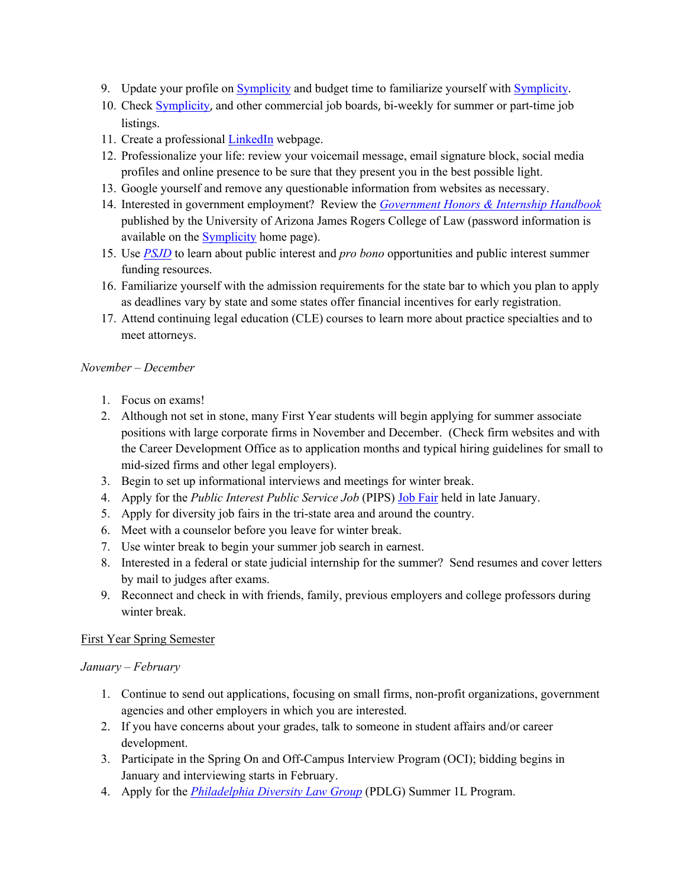9. Update your profile on Symplicity and budget time to familiarize yourself with Symplicity.
10. Check Symplicity, and other commercial job boards, bi-weekly for summer or part-time job listings.
11. Create a professional LinkedIn webpage.
12. Professionalize your life: review your voicemail message, email signature block, social media profiles and online presence to be sure that they present you in the best possible light.
13. Google yourself and remove any questionable information from websites as necessary.
14. Interested in government employment? Review the *Government Honors & Internship Handbook* published by the University of Arizona James Rogers College of Law (password information is available on the Symplicity home page).
15. Use *PSJD* to learn about public interest and *pro bono* opportunities and public interest summer funding resources.
16. Familiarize yourself with the admission requirements for the state bar to which you plan to apply as deadlines vary by state and some states offer financial incentives for early registration.
17. Attend continuing legal education (CLE) courses to learn more about practice specialties and to meet attorneys.

*November – December*

1. Focus on exams!
2. Although not set in stone, many First Year students will begin applying for summer associate positions with large corporate firms in November and December. (Check firm websites and with the Career Development Office as to application months and typical hiring guidelines for small to mid-sized firms and other legal employers).
3. Begin to set up informational interviews and meetings for winter break.
4. Apply for the *Public Interest Public Service Job* (PIPS) Job Fair held in late January.
5. Apply for diversity job fairs in the tri-state area and around the country.
6. Meet with a counselor before you leave for winter break.
7. Use winter break to begin your summer job search in earnest.
8. Interested in a federal or state judicial internship for the summer? Send resumes and cover letters by mail to judges after exams.
9. Reconnect and check in with friends, family, previous employers and college professors during winter break.

<u>First Year Spring Semester</u>

*January – February*

1. Continue to send out applications, focusing on small firms, non-profit organizations, government agencies and other employers in which you are interested.
2. If you have concerns about your grades, talk to someone in student affairs and/or career development.
3. Participate in the Spring On and Off-Campus Interview Program (OCI); bidding begins in January and interviewing starts in February.
4. Apply for the *Philadelphia Diversity Law Group* (PDLG) Summer 1L Program.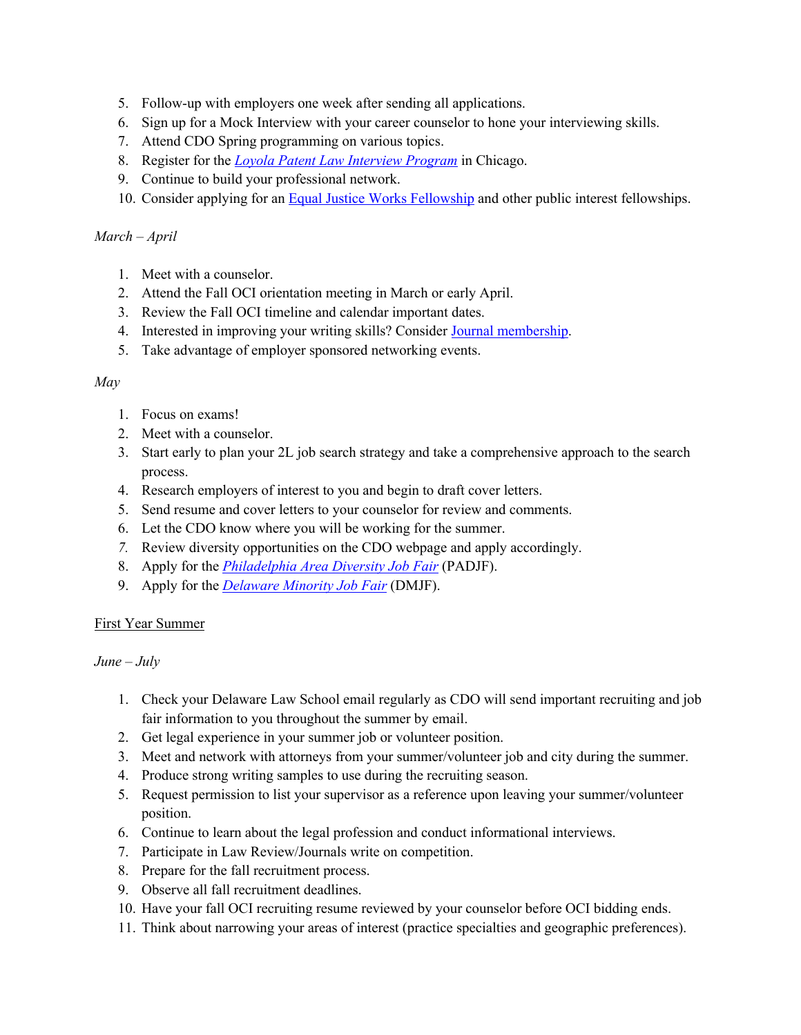5. Follow-up with employers one week after sending all applications.
6. Sign up for a Mock Interview with your career counselor to hone your interviewing skills.
7. Attend CDO Spring programming on various topics.
8. Register for the *Loyola Patent Law Interview Program* in Chicago.
9. Continue to build your professional network.
10. Consider applying for an Equal Justice Works Fellowship and other public interest fellowships.

*March – April*

1. Meet with a counselor.
2. Attend the Fall OCI orientation meeting in March or early April.
3. Review the Fall OCI timeline and calendar important dates.
4. Interested in improving your writing skills? Consider Journal membership.
5. Take advantage of employer sponsored networking events.

*May*

1. Focus on exams!
2. Meet with a counselor.
3. Start early to plan your 2L job search strategy and take a comprehensive approach to the search process.
4. Research employers of interest to you and begin to draft cover letters.
5. Send resume and cover letters to your counselor for review and comments.
6. Let the CDO know where you will be working for the summer.
7. Review diversity opportunities on the CDO webpage and apply accordingly.
8. Apply for the *Philadelphia Area Diversity Job Fair* (PADJF).
9. Apply for the *Delaware Minority Job Fair* (DMJF).

First Year Summer

*June – July*

1. Check your Delaware Law School email regularly as CDO will send important recruiting and job fair information to you throughout the summer by email.
2. Get legal experience in your summer job or volunteer position.
3. Meet and network with attorneys from your summer/volunteer job and city during the summer.
4. Produce strong writing samples to use during the recruiting season.
5. Request permission to list your supervisor as a reference upon leaving your summer/volunteer position.
6. Continue to learn about the legal profession and conduct informational interviews.
7. Participate in Law Review/Journals write on competition.
8. Prepare for the fall recruitment process.
9. Observe all fall recruitment deadlines.
10. Have your fall OCI recruiting resume reviewed by your counselor before OCI bidding ends.
11. Think about narrowing your areas of interest (practice specialties and geographic preferences).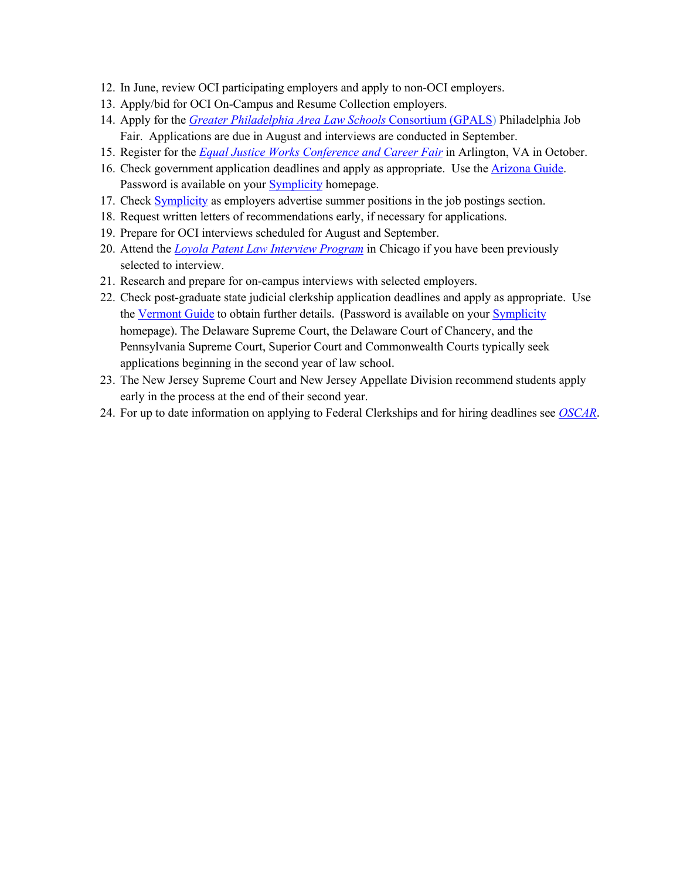12. In June, review OCI participating employers and apply to non-OCI employers.
13. Apply/bid for OCI On-Campus and Resume Collection employers.
14. Apply for the *Greater Philadelphia Area Law Schools* Consortium (GPALS) Philadelphia Job Fair. Applications are due in August and interviews are conducted in September.
15. Register for the *Equal Justice Works Conference and Career Fair* in Arlington, VA in October.
16. Check government application deadlines and apply as appropriate. Use the Arizona Guide. Password is available on your Symplicity homepage.
17. Check Symplicity as employers advertise summer positions in the job postings section.
18. Request written letters of recommendations early, if necessary for applications.
19. Prepare for OCI interviews scheduled for August and September.
20. Attend the *Loyola Patent Law Interview Program* in Chicago if you have been previously selected to interview.
21. Research and prepare for on-campus interviews with selected employers.
22. Check post-graduate state judicial clerkship application deadlines and apply as appropriate. Use the Vermont Guide to obtain further details. (Password is available on your Symplicity homepage). The Delaware Supreme Court, the Delaware Court of Chancery, and the Pennsylvania Supreme Court, Superior Court and Commonwealth Courts typically seek applications beginning in the second year of law school.
23. The New Jersey Supreme Court and New Jersey Appellate Division recommend students apply early in the process at the end of their second year.
24. For up to date information on applying to Federal Clerkships and for hiring deadlines see *OSCAR*.